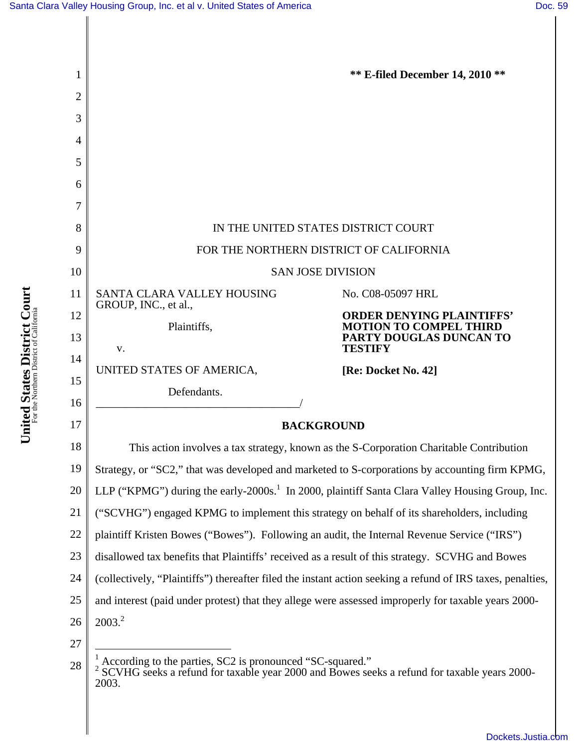**\*\* E-filed December 14, 2010 \*\***

IN THE UNITED STATES DISTRICT COURT

FOR THE NORTHERN DISTRICT OF CALIFORNIA

SAN JOSE DIVISION

SANTA CLARA VALLEY HOUSING GROUP, INC., et al.,

Plaintiffs,

v.

UNITED STATES OF AMERICA,

Defendants.

No. C08-05097 HRL

**ORDER DENYING PLAINTIFFS' MOTION TO COMPEL THIRD PARTY DOUGLAS DUNCAN TO TESTIFY**

**[Re: Docket No. 42]**

## BACKGROUND

This action involves a tax strategy, known as the S-Corporation Charitable Contribution Strategy, or "SC2," that was developed and marketed to S-corporations by accounting firm KPMG, LLP ("KPMG") during the early-2000s.[1] In 2000, plaintiff Santa Clara Valley Housing Group, Inc. ("SCVHG") engaged KPMG to implement this strategy on behalf of its shareholders, including plaintiff Kristen Bowes ("Bowes"). Following an audit, the Internal Revenue Service ("IRS") disallowed tax benefits that Plaintiffs' received as a result of this strategy. SCVHG and Bowes (collectively, "Plaintiffs") thereafter filed the instant action seeking a refund of IRS taxes, penalties, and interest (paid under protest) that they allege were assessed improperly for taxable years 2000-2003.[2]

[1] According to the parties, SC2 is pronounced "SC-squared."

[2] SCVHG seeks a refund for taxable year 2000 and Bowes seeks a refund for taxable years 2000-2003.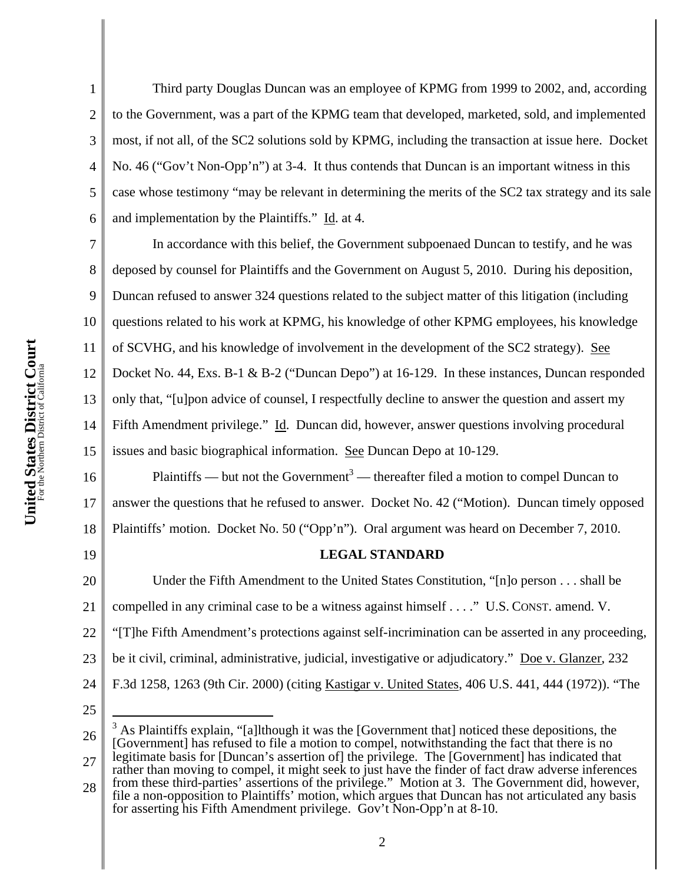Third party Douglas Duncan was an employee of KPMG from 1999 to 2002, and, according to the Government, was a part of the KPMG team that developed, marketed, sold, and implemented most, if not all, of the SC2 solutions sold by KPMG, including the transaction at issue here. Docket No. 46 ("Gov't Non-Opp'n") at 3-4. It thus contends that Duncan is an important witness in this case whose testimony "may be relevant in determining the merits of the SC2 tax strategy and its sale and implementation by the Plaintiffs." Id. at 4.

In accordance with this belief, the Government subpoenaed Duncan to testify, and he was deposed by counsel for Plaintiffs and the Government on August 5, 2010. During his deposition, Duncan refused to answer 324 questions related to the subject matter of this litigation (including questions related to his work at KPMG, his knowledge of other KPMG employees, his knowledge of SCVHG, and his knowledge of involvement in the development of the SC2 strategy). See Docket No. 44, Exs. B-1 & B-2 ("Duncan Depo") at 16-129. In these instances, Duncan responded only that, "[u]pon advice of counsel, I respectfully decline to answer the question and assert my Fifth Amendment privilege." Id. Duncan did, however, answer questions involving procedural issues and basic biographical information. See Duncan Depo at 10-129.

Plaintiffs — but not the Government[3] — thereafter filed a motion to compel Duncan to answer the questions that he refused to answer. Docket No. 42 ("Motion). Duncan timely opposed Plaintiffs' motion. Docket No. 50 ("Opp'n"). Oral argument was heard on December 7, 2010.

## LEGAL STANDARD

Under the Fifth Amendment to the United States Constitution, "[n]o person . . . shall be compelled in any criminal case to be a witness against himself . . . ." U.S. CONST. amend. V. "[T]he Fifth Amendment's protections against self-incrimination can be asserted in any proceeding, be it civil, criminal, administrative, judicial, investigative or adjudicatory." Doe v. Glanzer, 232 F.3d 1258, 1263 (9th Cir. 2000) (citing Kastigar v. United States, 406 U.S. 441, 444 (1972)). "The

---

[3] As Plaintiffs explain, "[a]lthough it was the [Government that] noticed these depositions, the [Government] has refused to file a motion to compel, notwithstanding the fact that there is no legitimate basis for [Duncan's assertion of] the privilege. The [Government] has indicated that rather than moving to compel, it might seek to just have the finder of fact draw adverse inferences from these third-parties' assertions of the privilege." Motion at 3. The Government did, however, file a non-opposition to Plaintiffs' motion, which argues that Duncan has not articulated any basis for asserting his Fifth Amendment privilege. Gov't Non-Opp'n at 8-10.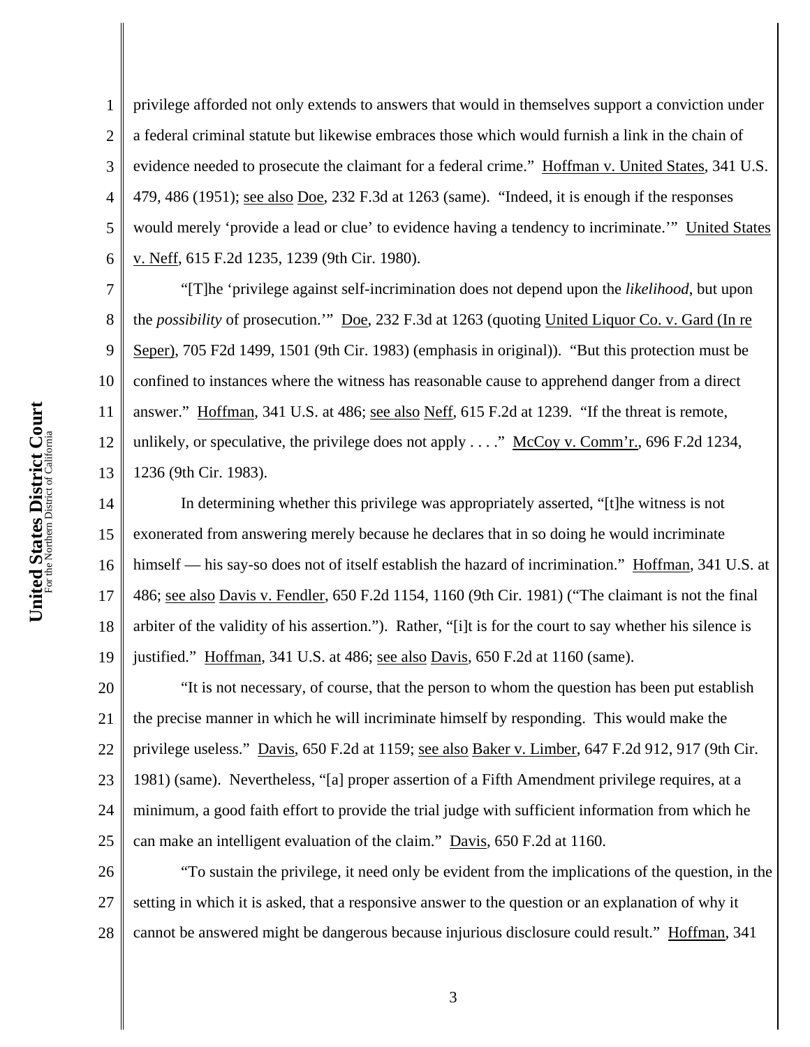privilege afforded not only extends to answers that would in themselves support a conviction under a federal criminal statute but likewise embraces those which would furnish a link in the chain of evidence needed to prosecute the claimant for a federal crime." Hoffman v. United States, 341 U.S. 479, 486 (1951); see also Doe, 232 F.3d at 1263 (same). "Indeed, it is enough if the responses would merely 'provide a lead or clue' to evidence having a tendency to incriminate.'" United States v. Neff, 615 F.2d 1235, 1239 (9th Cir. 1980).

"[T]he 'privilege against self-incrimination does not depend upon the *likelihood*, but upon the *possibility* of prosecution.'" Doe, 232 F.3d at 1263 (quoting United Liquor Co. v. Gard (In re Seper), 705 F2d 1499, 1501 (9th Cir. 1983) (emphasis in original)). "But this protection must be confined to instances where the witness has reasonable cause to apprehend danger from a direct answer." Hoffman, 341 U.S. at 486; see also Neff, 615 F.2d at 1239. "If the threat is remote, unlikely, or speculative, the privilege does not apply . . . ." McCoy v. Comm'r., 696 F.2d 1234, 1236 (9th Cir. 1983).

In determining whether this privilege was appropriately asserted, "[t]he witness is not exonerated from answering merely because he declares that in so doing he would incriminate himself — his say-so does not of itself establish the hazard of incrimination." Hoffman, 341 U.S. at 486; see also Davis v. Fendler, 650 F.2d 1154, 1160 (9th Cir. 1981) ("The claimant is not the final arbiter of the validity of his assertion."). Rather, "[i]t is for the court to say whether his silence is justified." Hoffman, 341 U.S. at 486; see also Davis, 650 F.2d at 1160 (same).

"It is not necessary, of course, that the person to whom the question has been put establish the precise manner in which he will incriminate himself by responding. This would make the privilege useless." Davis, 650 F.2d at 1159; see also Baker v. Limber, 647 F.2d 912, 917 (9th Cir. 1981) (same). Nevertheless, "[a] proper assertion of a Fifth Amendment privilege requires, at a minimum, a good faith effort to provide the trial judge with sufficient information from which he can make an intelligent evaluation of the claim." Davis, 650 F.2d at 1160.

"To sustain the privilege, it need only be evident from the implications of the question, in the setting in which it is asked, that a responsive answer to the question or an explanation of why it cannot be answered might be dangerous because injurious disclosure could result." Hoffman, 341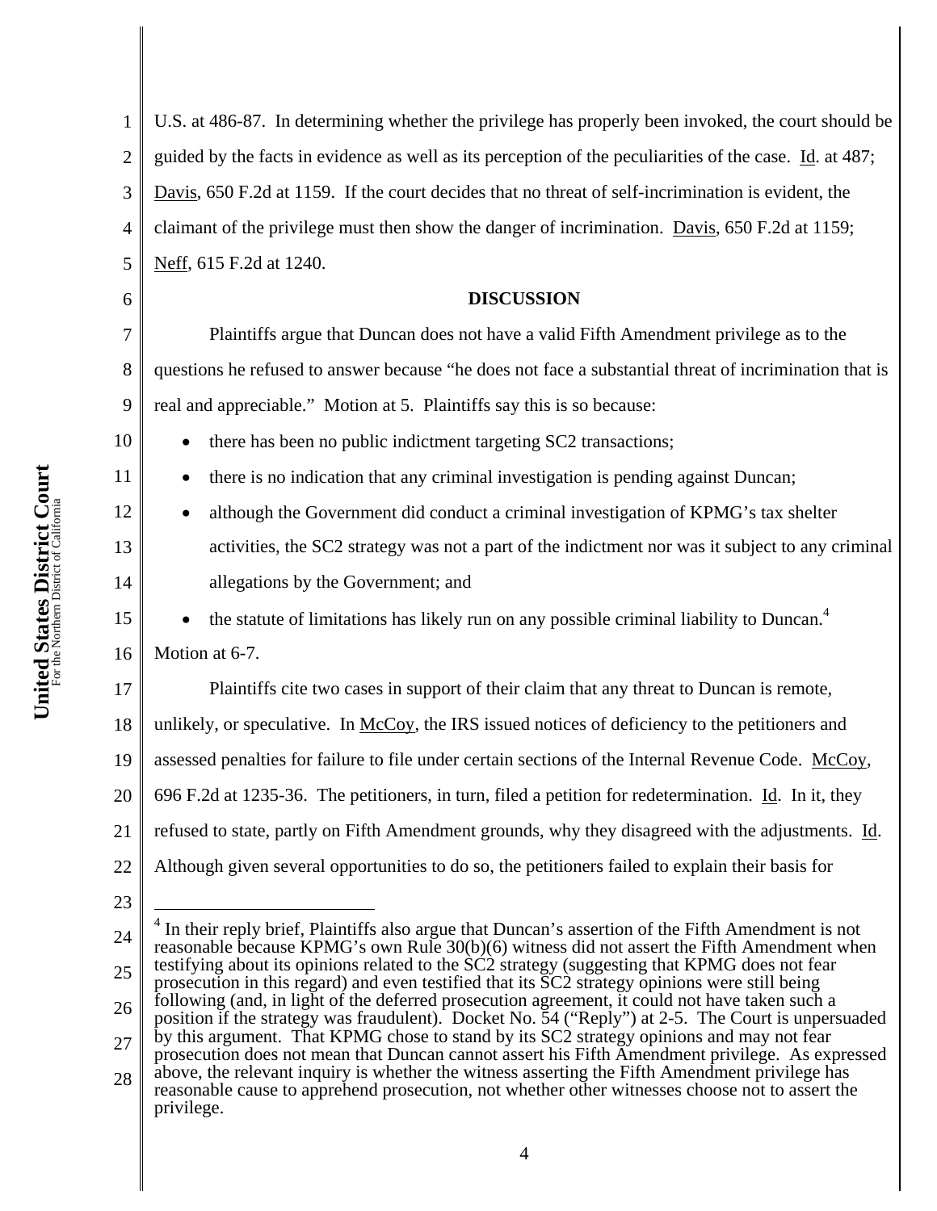U.S. at 486-87. In determining whether the privilege has properly been invoked, the court should be guided by the facts in evidence as well as its perception of the peculiarities of the case. Id. at 487; Davis, 650 F.2d at 1159. If the court decides that no threat of self-incrimination is evident, the claimant of the privilege must then show the danger of incrimination. Davis, 650 F.2d at 1159; Neff, 615 F.2d at 1240.

## DISCUSSION

Plaintiffs argue that Duncan does not have a valid Fifth Amendment privilege as to the questions he refused to answer because "he does not face a substantial threat of incrimination that is real and appreciable." Motion at 5. Plaintiffs say this is so because:

- there has been no public indictment targeting SC2 transactions;
- there is no indication that any criminal investigation is pending against Duncan;
- although the Government did conduct a criminal investigation of KPMG's tax shelter activities, the SC2 strategy was not a part of the indictment nor was it subject to any criminal allegations by the Government; and
- the statute of limitations has likely run on any possible criminal liability to Duncan.[4]

Motion at 6-7.

Plaintiffs cite two cases in support of their claim that any threat to Duncan is remote, unlikely, or speculative. In McCoy, the IRS issued notices of deficiency to the petitioners and assessed penalties for failure to file under certain sections of the Internal Revenue Code. McCoy, 696 F.2d at 1235-36. The petitioners, in turn, filed a petition for redetermination. Id. In it, they refused to state, partly on Fifth Amendment grounds, why they disagreed with the adjustments. Id. Although given several opportunities to do so, the petitioners failed to explain their basis for

---

[4] In their reply brief, Plaintiffs also argue that Duncan's assertion of the Fifth Amendment is not reasonable because KPMG's own Rule 30(b)(6) witness did not assert the Fifth Amendment when testifying about its opinions related to the SC2 strategy (suggesting that KPMG does not fear prosecution in this regard) and even testified that its SC2 strategy opinions were still being following (and, in light of the deferred prosecution agreement, it could not have taken such a position if the strategy was fraudulent). Docket No. 54 ("Reply") at 2-5. The Court is unpersuaded by this argument. That KPMG chose to stand by its SC2 strategy opinions and may not fear prosecution does not mean that Duncan cannot assert his Fifth Amendment privilege. As expressed above, the relevant inquiry is whether the witness asserting the Fifth Amendment privilege has reasonable cause to apprehend prosecution, not whether other witnesses choose not to assert the privilege.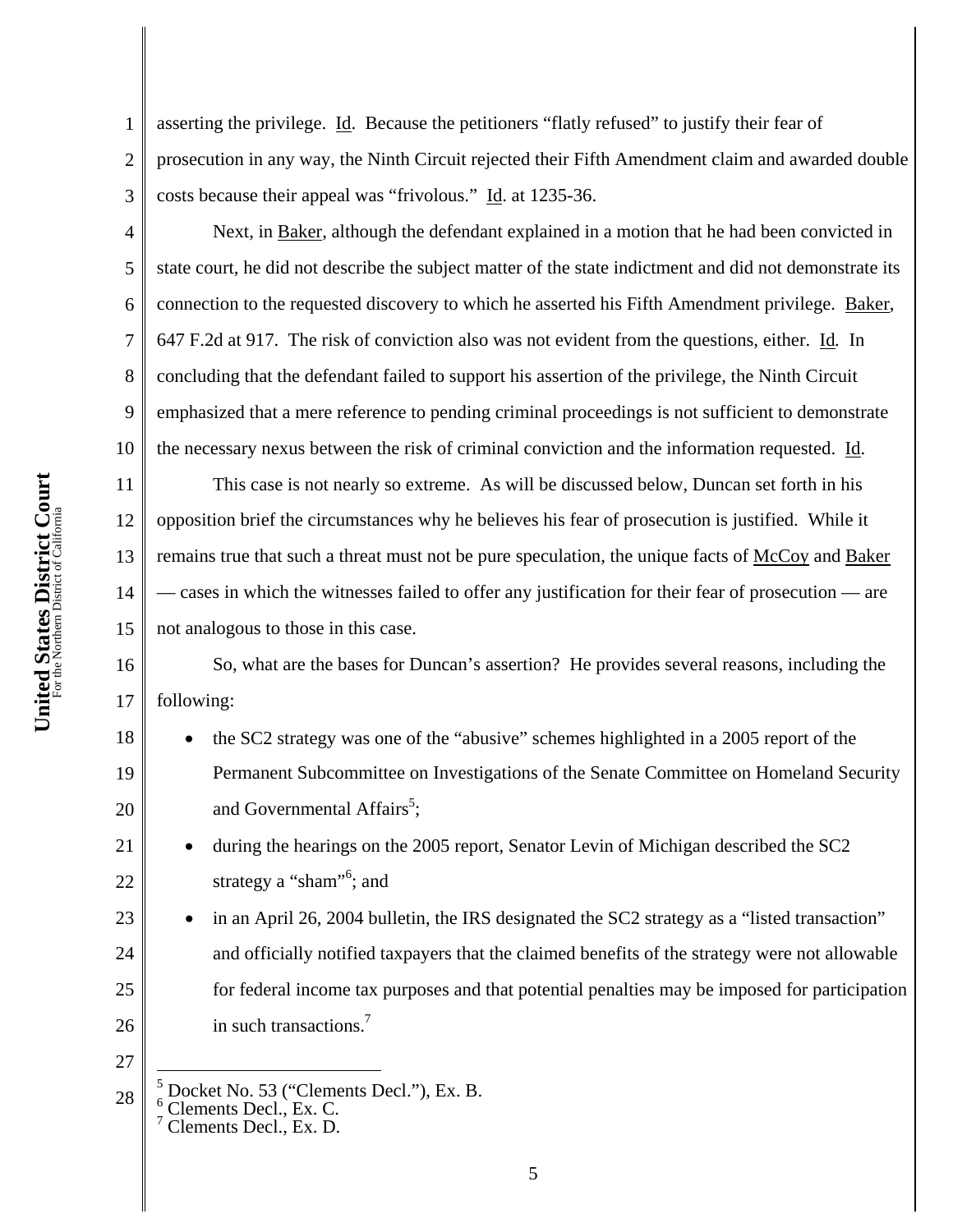asserting the privilege. Id. Because the petitioners "flatly refused" to justify their fear of prosecution in any way, the Ninth Circuit rejected their Fifth Amendment claim and awarded double costs because their appeal was "frivolous." Id. at 1235-36.

Next, in Baker, although the defendant explained in a motion that he had been convicted in state court, he did not describe the subject matter of the state indictment and did not demonstrate its connection to the requested discovery to which he asserted his Fifth Amendment privilege. Baker, 647 F.2d at 917. The risk of conviction also was not evident from the questions, either. Id. In concluding that the defendant failed to support his assertion of the privilege, the Ninth Circuit emphasized that a mere reference to pending criminal proceedings is not sufficient to demonstrate the necessary nexus between the risk of criminal conviction and the information requested. Id.

This case is not nearly so extreme. As will be discussed below, Duncan set forth in his opposition brief the circumstances why he believes his fear of prosecution is justified. While it remains true that such a threat must not be pure speculation, the unique facts of McCoy and Baker — cases in which the witnesses failed to offer any justification for their fear of prosecution — are not analogous to those in this case.

So, what are the bases for Duncan's assertion? He provides several reasons, including the following:

- the SC2 strategy was one of the "abusive" schemes highlighted in a 2005 report of the Permanent Subcommittee on Investigations of the Senate Committee on Homeland Security and Governmental Affairs[5];
- during the hearings on the 2005 report, Senator Levin of Michigan described the SC2 strategy a "sham"[6]; and
- in an April 26, 2004 bulletin, the IRS designated the SC2 strategy as a "listed transaction" and officially notified taxpayers that the claimed benefits of the strategy were not allowable for federal income tax purposes and that potential penalties may be imposed for participation in such transactions.[7]

---

[5] Docket No. 53 ("Clements Decl."), Ex. B.
[6] Clements Decl., Ex. C.
[7] Clements Decl., Ex. D.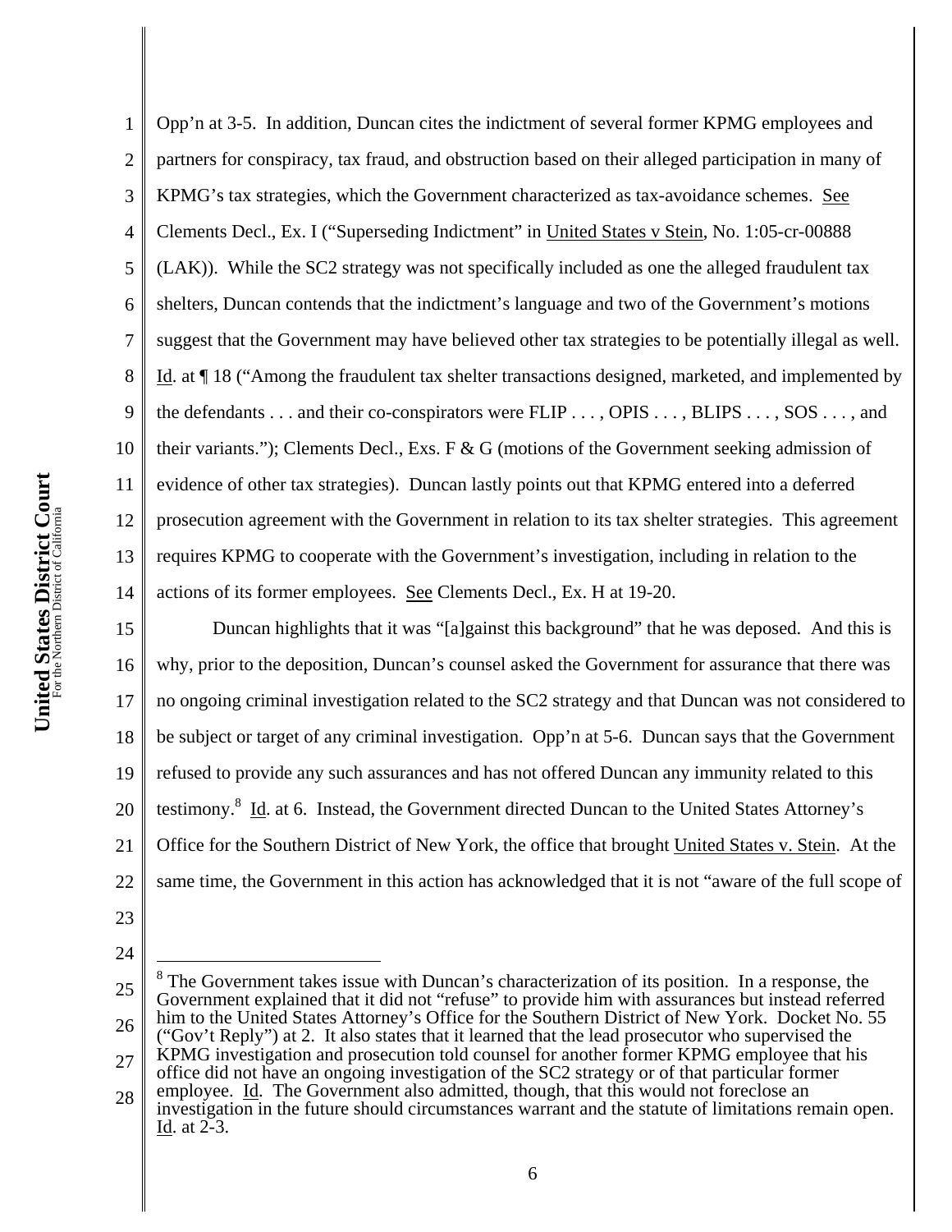Opp'n at 3-5. In addition, Duncan cites the indictment of several former KPMG employees and partners for conspiracy, tax fraud, and obstruction based on their alleged participation in many of KPMG's tax strategies, which the Government characterized as tax-avoidance schemes. See Clements Decl., Ex. I ("Superseding Indictment" in United States v Stein, No. 1:05-cr-00888 (LAK)). While the SC2 strategy was not specifically included as one the alleged fraudulent tax shelters, Duncan contends that the indictment's language and two of the Government's motions suggest that the Government may have believed other tax strategies to be potentially illegal as well. Id. at ¶ 18 ("Among the fraudulent tax shelter transactions designed, marketed, and implemented by the defendants . . . and their co-conspirators were FLIP . . . , OPIS . . . , BLIPS . . . , SOS . . . , and their variants."); Clements Decl., Exs. F & G (motions of the Government seeking admission of evidence of other tax strategies). Duncan lastly points out that KPMG entered into a deferred prosecution agreement with the Government in relation to its tax shelter strategies. This agreement requires KPMG to cooperate with the Government's investigation, including in relation to the actions of its former employees. See Clements Decl., Ex. H at 19-20.

Duncan highlights that it was "[a]gainst this background" that he was deposed. And this is why, prior to the deposition, Duncan's counsel asked the Government for assurance that there was no ongoing criminal investigation related to the SC2 strategy and that Duncan was not considered to be subject or target of any criminal investigation. Opp'n at 5-6. Duncan says that the Government refused to provide any such assurances and has not offered Duncan any immunity related to this testimony.[8] Id. at 6. Instead, the Government directed Duncan to the United States Attorney's Office for the Southern District of New York, the office that brought United States v. Stein. At the same time, the Government in this action has acknowledged that it is not "aware of the full scope of

[8] The Government takes issue with Duncan's characterization of its position. In a response, the Government explained that it did not "refuse" to provide him with assurances but instead referred him to the United States Attorney's Office for the Southern District of New York. Docket No. 55 ("Gov't Reply") at 2. It also states that it learned that the lead prosecutor who supervised the KPMG investigation and prosecution told counsel for another former KPMG employee that his office did not have an ongoing investigation of the SC2 strategy or of that particular former employee. Id. The Government also admitted, though, that this would not foreclose an investigation in the future should circumstances warrant and the statute of limitations remain open. Id. at 2-3.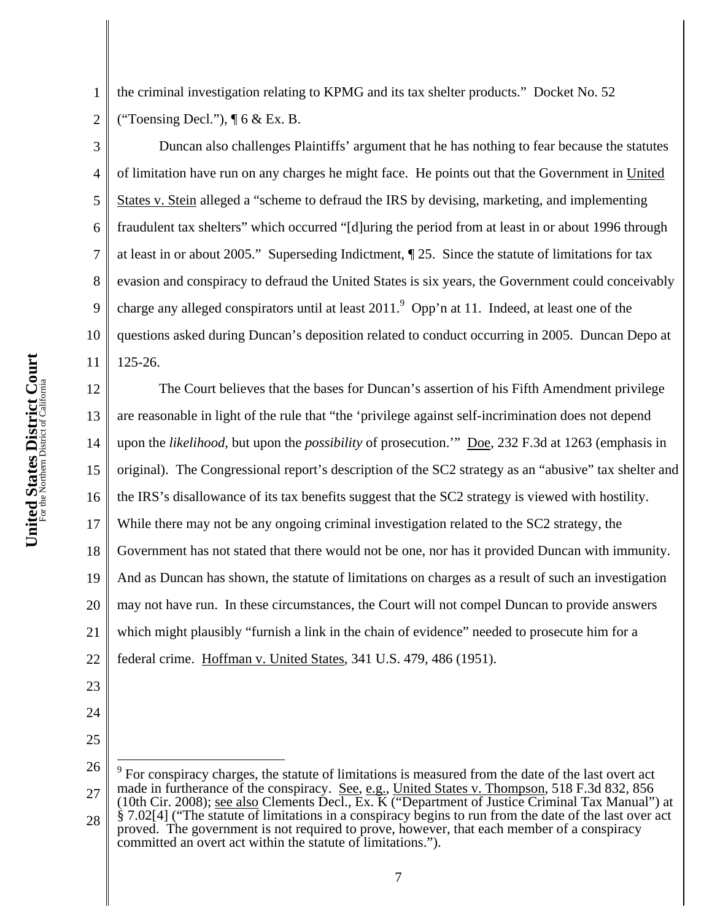the criminal investigation relating to KPMG and its tax shelter products." Docket No. 52 ("Toensing Decl."), ¶ 6 & Ex. B.

Duncan also challenges Plaintiffs' argument that he has nothing to fear because the statutes of limitation have run on any charges he might face. He points out that the Government in United States v. Stein alleged a "scheme to defraud the IRS by devising, marketing, and implementing fraudulent tax shelters" which occurred "[d]uring the period from at least in or about 1996 through at least in or about 2005." Superseding Indictment, ¶ 25. Since the statute of limitations for tax evasion and conspiracy to defraud the United States is six years, the Government could conceivably charge any alleged conspirators until at least 2011.[9] Opp'n at 11. Indeed, at least one of the questions asked during Duncan's deposition related to conduct occurring in 2005. Duncan Depo at 125-26.

The Court believes that the bases for Duncan's assertion of his Fifth Amendment privilege are reasonable in light of the rule that "the 'privilege against self-incrimination does not depend upon the *likelihood*, but upon the *possibility* of prosecution.'" Doe, 232 F.3d at 1263 (emphasis in original). The Congressional report's description of the SC2 strategy as an "abusive" tax shelter and the IRS's disallowance of its tax benefits suggest that the SC2 strategy is viewed with hostility. While there may not be any ongoing criminal investigation related to the SC2 strategy, the Government has not stated that there would not be one, nor has it provided Duncan with immunity. And as Duncan has shown, the statute of limitations on charges as a result of such an investigation may not have run. In these circumstances, the Court will not compel Duncan to provide answers which might plausibly "furnish a link in the chain of evidence" needed to prosecute him for a federal crime. Hoffman v. United States, 341 U.S. 479, 486 (1951).

---

[9] For conspiracy charges, the statute of limitations is measured from the date of the last overt act made in furtherance of the conspiracy. See, e.g., United States v. Thompson, 518 F.3d 832, 856 (10th Cir. 2008); see also Clements Decl., Ex. K ("Department of Justice Criminal Tax Manual") at § 7.02[4] ("The statute of limitations in a conspiracy begins to run from the date of the last over act proved. The government is not required to prove, however, that each member of a conspiracy committed an overt act within the statute of limitations.").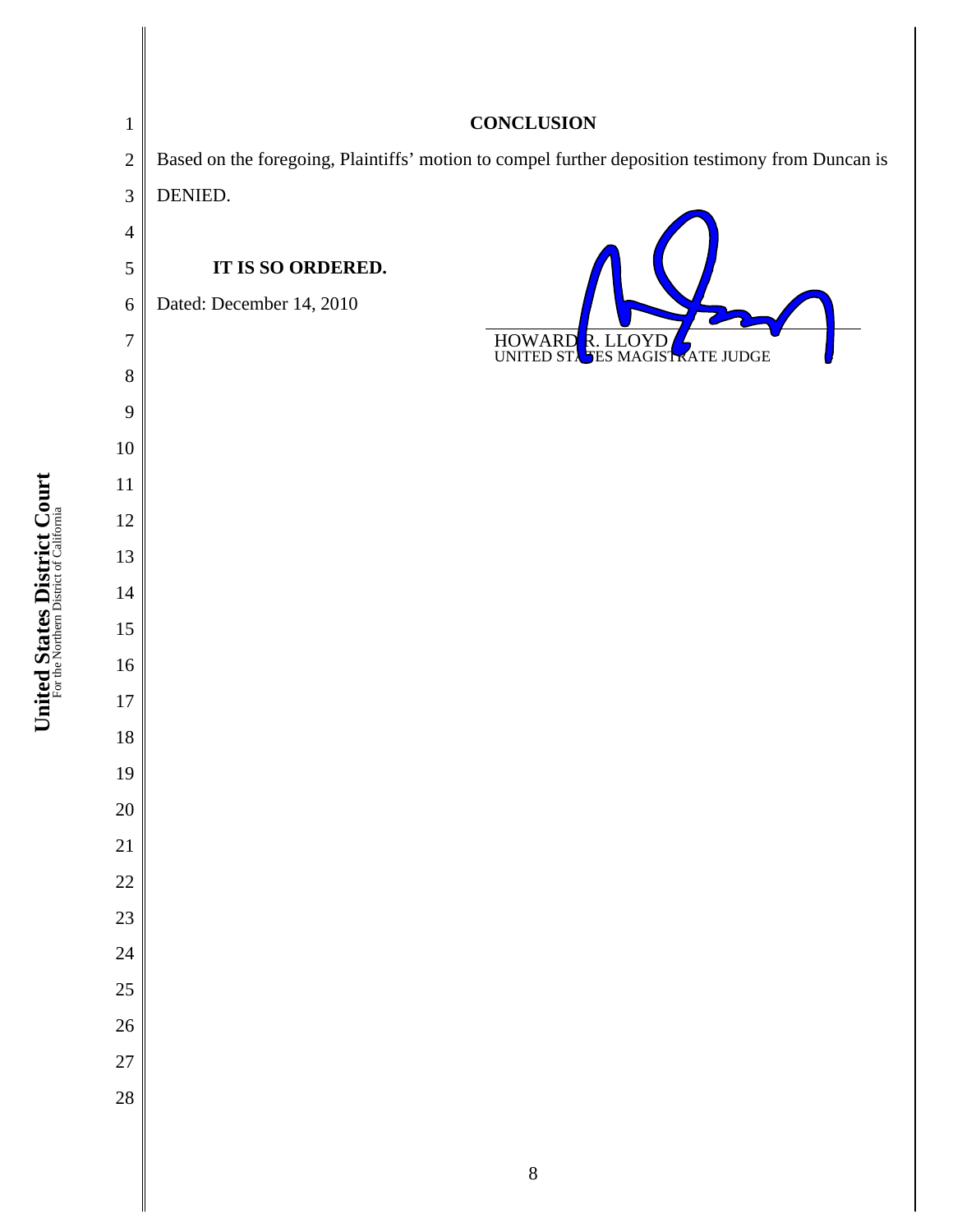## CONCLUSION

Based on the foregoing, Plaintiffs' motion to compel further deposition testimony from Duncan is DENIED.

**IT IS SO ORDERED.**

Dated: December 14, 2010

HOWARD R. LLOYD
UNITED STATES MAGISTRATE JUDGE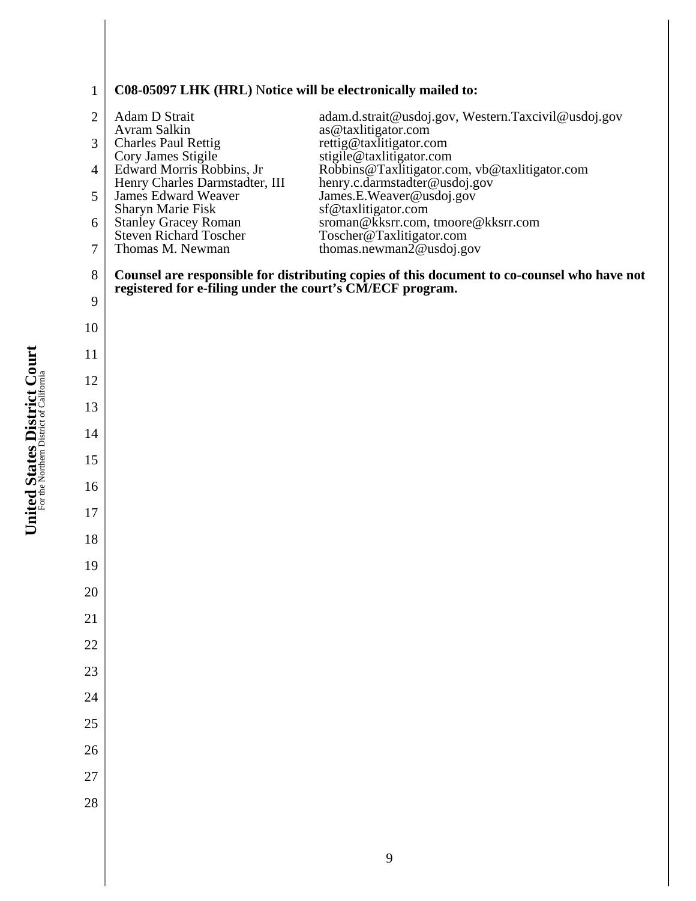**C08-05097 LHK (HRL) Notice will be electronically mailed to:**

| | |
|---|---|
| Adam D Strait | adam.d.strait@usdoj.gov, Western.Taxcivil@usdoj.gov |
| Avram Salkin | as@taxlitigator.com |
| Charles Paul Rettig | rettig@taxlitigator.com |
| Cory James Stigile | stigile@taxlitigator.com |
| Edward Morris Robbins, Jr | Robbins@Taxlitigator.com, vb@taxlitigator.com |
| Henry Charles Darmstadter, III | henry.c.darmstadter@usdoj.gov |
| James Edward Weaver | James.E.Weaver@usdoj.gov |
| Sharyn Marie Fisk | sf@taxlitigator.com |
| Stanley Gracey Roman | sroman@kksrr.com, tmoore@kksrr.com |
| Steven Richard Toscher | Toscher@Taxlitigator.com |
| Thomas M. Newman | thomas.newman2@usdoj.gov |

**Counsel are responsible for distributing copies of this document to co-counsel who have not registered for e-filing under the court's CM/ECF program.**